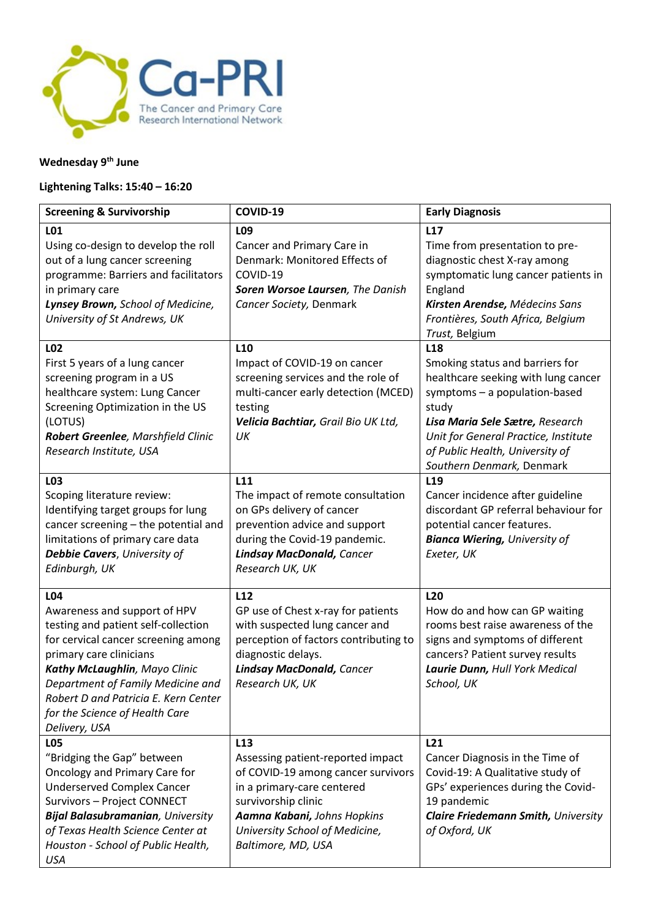Ca-PRI

The Cancer and Primary Care Research International Network

**Wednesday 9th June**

**Lightening Talks: 15:40 – 16:20**

| Screening & Survivorship | COVID-19 | Early Diagnosis |
|---|---|---|
| **L01**<br>Using co-design to develop the roll out of a lung cancer screening programme: Barriers and facilitators in primary care<br>***Lynsey Brown,*** *School of Medicine, University of St Andrews, UK* | **L09**<br>Cancer and Primary Care in Denmark: Monitored Effects of COVID-19<br>***Soren Worsoe Laursen****, The Danish Cancer Society,* Denmark | **L17**<br>Time from presentation to pre-diagnostic chest X-ray among symptomatic lung cancer patients in England<br>***Kirsten Arendse,*** *Médecins Sans Frontières, South Africa, Belgium Trust,* Belgium |
| **L02**<br>First 5 years of a lung cancer screening program in a US healthcare system: Lung Cancer Screening Optimization in the US (LOTUS)<br>***Robert Greenlee****, Marshfield Clinic Research Institute, USA* | **L10**<br>Impact of COVID-19 on cancer screening services and the role of multi-cancer early detection (MCED) testing<br>***Velicia Bachtiar,*** *Grail Bio UK Ltd, UK* | **L18**<br>Smoking status and barriers for healthcare seeking with lung cancer symptoms – a population-based study<br>***Lisa Maria Sele Sætre,*** *Research Unit for General Practice, Institute of Public Health, University of Southern Denmark,* Denmark |
| **L03**<br>Scoping literature review: Identifying target groups for lung cancer screening – the potential and limitations of primary care data<br>***Debbie Cavers****, University of Edinburgh, UK* | **L11**<br>The impact of remote consultation on GPs delivery of cancer prevention advice and support during the Covid-19 pandemic.<br>***Lindsay MacDonald,*** *Cancer Research UK, UK* | **L19**<br>Cancer incidence after guideline discordant GP referral behaviour for potential cancer features.<br>***Bianca Wiering,*** *University of Exeter, UK* |
| **L04**<br>Awareness and support of HPV testing and patient self-collection for cervical cancer screening among primary care clinicians<br>***Kathy McLaughlin****, Mayo Clinic Department of Family Medicine and Robert D and Patricia E. Kern Center for the Science of Health Care Delivery, USA* | **L12**<br>GP use of Chest x-ray for patients with suspected lung cancer and perception of factors contributing to diagnostic delays.<br>***Lindsay MacDonald,*** *Cancer Research UK, UK* | **L20**<br>How do and how can GP waiting rooms best raise awareness of the signs and symptoms of different cancers? Patient survey results<br>***Laurie Dunn,*** *Hull York Medical School, UK* |
| **L05**<br>"Bridging the Gap" between Oncology and Primary Care for Underserved Complex Cancer Survivors – Project CONNECT<br>***Bijal Balasubramanian****, University of Texas Health Science Center at Houston - School of Public Health, USA* | **L13**<br>Assessing patient-reported impact of COVID-19 among cancer survivors in a primary-care centered survivorship clinic<br>***Aamna Kabani,*** *Johns Hopkins University School of Medicine, Baltimore, MD, USA* | **L21**<br>Cancer Diagnosis in the Time of Covid-19: A Qualitative study of GPs' experiences during the Covid-19 pandemic<br>***Claire Friedemann Smith,*** *University of Oxford, UK* |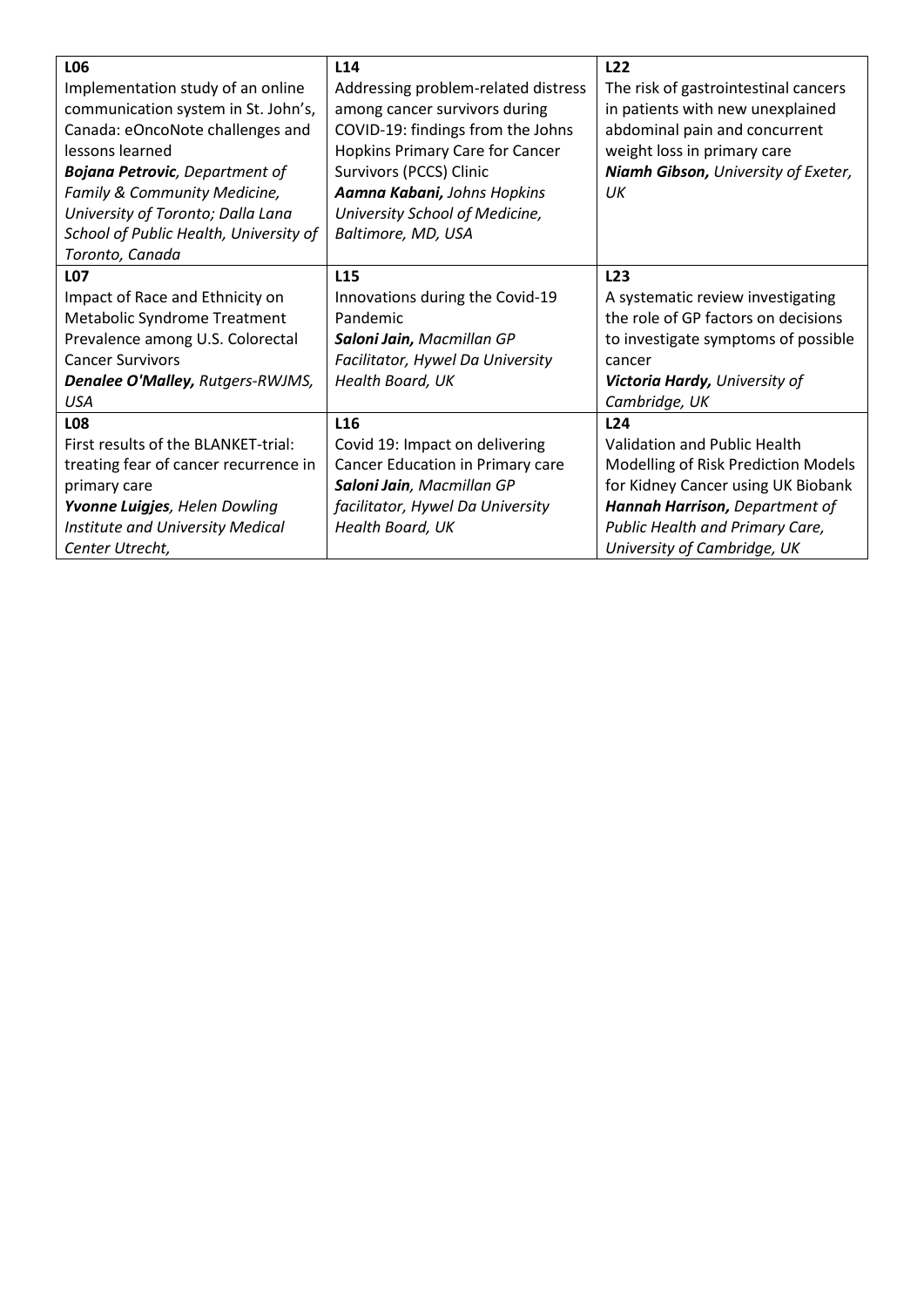| **L06**<br>Implementation study of an online communication system in St. John's, Canada: eOncoNote challenges and lessons learned<br>***Bojana Petrovic****, Department of Family & Community Medicine, University of Toronto; Dalla Lana School of Public Health, University of Toronto, Canada* | **L14**<br>Addressing problem-related distress among cancer survivors during COVID-19: findings from the Johns Hopkins Primary Care for Cancer Survivors (PCCS) Clinic<br>***Aamna Kabani,*** *Johns Hopkins University School of Medicine, Baltimore, MD, USA* | **L22**<br>The risk of gastrointestinal cancers in patients with new unexplained abdominal pain and concurrent weight loss in primary care<br>***Niamh Gibson,*** *University of Exeter, UK* |
|---|---|---|
| **L07**<br>Impact of Race and Ethnicity on Metabolic Syndrome Treatment Prevalence among U.S. Colorectal Cancer Survivors<br>***Denalee O'Malley,*** *Rutgers-RWJMS, USA* | **L15**<br>Innovations during the Covid-19 Pandemic<br>***Saloni Jain,*** *Macmillan GP Facilitator, Hywel Da University Health Board, UK* | **L23**<br>A systematic review investigating the role of GP factors on decisions to investigate symptoms of possible cancer<br>***Victoria Hardy,*** *University of Cambridge, UK* |
| **L08**<br>First results of the BLANKET-trial: treating fear of cancer recurrence in primary care<br>***Yvonne Luigjes****, Helen Dowling Institute and University Medical Center Utrecht,* | **L16**<br>Covid 19: Impact on delivering Cancer Education in Primary care<br>***Saloni Jain****, Macmillan GP facilitator, Hywel Da University Health Board, UK* | **L24**<br>Validation and Public Health Modelling of Risk Prediction Models for Kidney Cancer using UK Biobank<br>***Hannah Harrison,*** *Department of Public Health and Primary Care, University of Cambridge, UK* |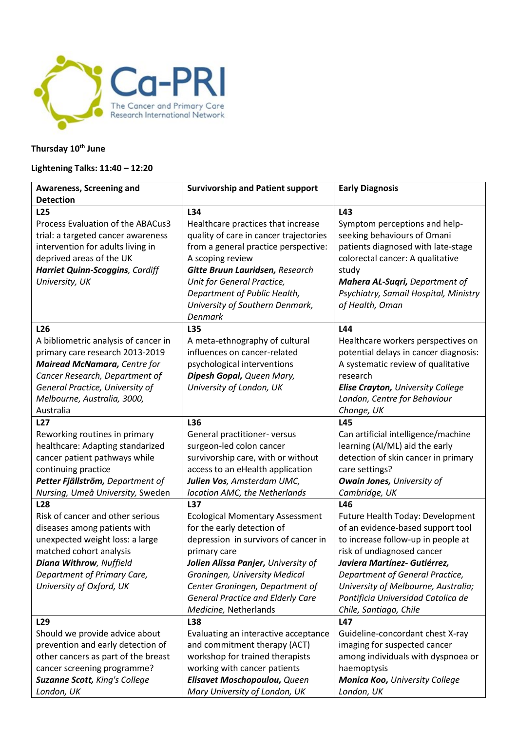**Thursday 10th June**

**Lightening Talks: 11:40 – 12:20**

| Awareness, Screening and Detection | Survivorship and Patient support | Early Diagnosis |
|---|---|---|
| **L25**<br>Process Evaluation of the ABACus3 trial: a targeted cancer awareness intervention for adults living in deprived areas of the UK<br>***Harriet Quinn-Scoggins***, *Cardiff University, UK* | **L34**<br>Healthcare practices that increase quality of care in cancer trajectories from a general practice perspective: A scoping review<br>***Gitte Bruun Lauridsen,*** *Research Unit for General Practice, Department of Public Health, University of Southern Denmark, Denmark* | **L43**<br>Symptom perceptions and help-seeking behaviours of Omani patients diagnosed with late-stage colorectal cancer: A qualitative study<br>***Mahera AL-Suqri,*** *Department of Psychiatry, Samail Hospital, Ministry of Health, Oman* |
| **L26**<br>A bibliometric analysis of cancer in primary care research 2013-2019<br>***Mairead McNamara,*** *Centre for Cancer Research, Department of General Practice, University of Melbourne, Australia, 3000,* Australia | **L35**<br>A meta-ethnography of cultural influences on cancer-related psychological interventions<br>***Dipesh Gopal,*** *Queen Mary, University of London, UK* | **L44**<br>Healthcare workers perspectives on potential delays in cancer diagnosis: A systematic review of qualitative research<br>***Elise Crayton,*** *University College London, Centre for Behaviour Change, UK* |
| **L27**<br>Reworking routines in primary healthcare: Adapting standarized cancer patient pathways while continuing practice<br>***Petter Fjällström,*** *Department of Nursing, Umeå University,* Sweden | **L36**<br>General practitioner- versus surgeon-led colon cancer survivorship care, with or without access to an eHealth application<br>***Julien Vos,*** *Amsterdam UMC, location AMC, the Netherlands* | **L45**<br>Can artificial intelligence/machine learning (AI/ML) aid the early detection of skin cancer in primary care settings?<br>***Owain Jones,*** *University of Cambridge, UK* |
| **L28**<br>Risk of cancer and other serious diseases among patients with unexpected weight loss: a large matched cohort analysis<br>***Diana Withrow***, *Nuffield Department of Primary Care, University of Oxford, UK* | **L37**<br>Ecological Momentary Assessment for the early detection of depression in survivors of cancer in primary care<br>***Jolien Alissa Panjer,*** *University of Groningen, University Medical Center Groningen, Department of General Practice and Elderly Care Medicine,* Netherlands | **L46**<br>Future Health Today: Development of an evidence-based support tool to increase follow-up in people at risk of undiagnosed cancer<br>***Javiera Martínez- Gutiérrez,*** *Department of General Practice, University of Melbourne, Australia; Pontificia Universidad Catolica de Chile, Santiago, Chile* |
| **L29**<br>Should we provide advice about prevention and early detection of other cancers as part of the breast cancer screening programme?<br>***Suzanne Scott,*** *King's College London, UK* | **L38**<br>Evaluating an interactive acceptance and commitment therapy (ACT) workshop for trained therapists working with cancer patients<br>***Elisavet Moschopoulou,*** *Queen Mary University of London, UK* | **L47**<br>Guideline-concordant chest X-ray imaging for suspected cancer among individuals with dyspnoea or haemoptysis<br>***Monica Koo,*** *University College London, UK* |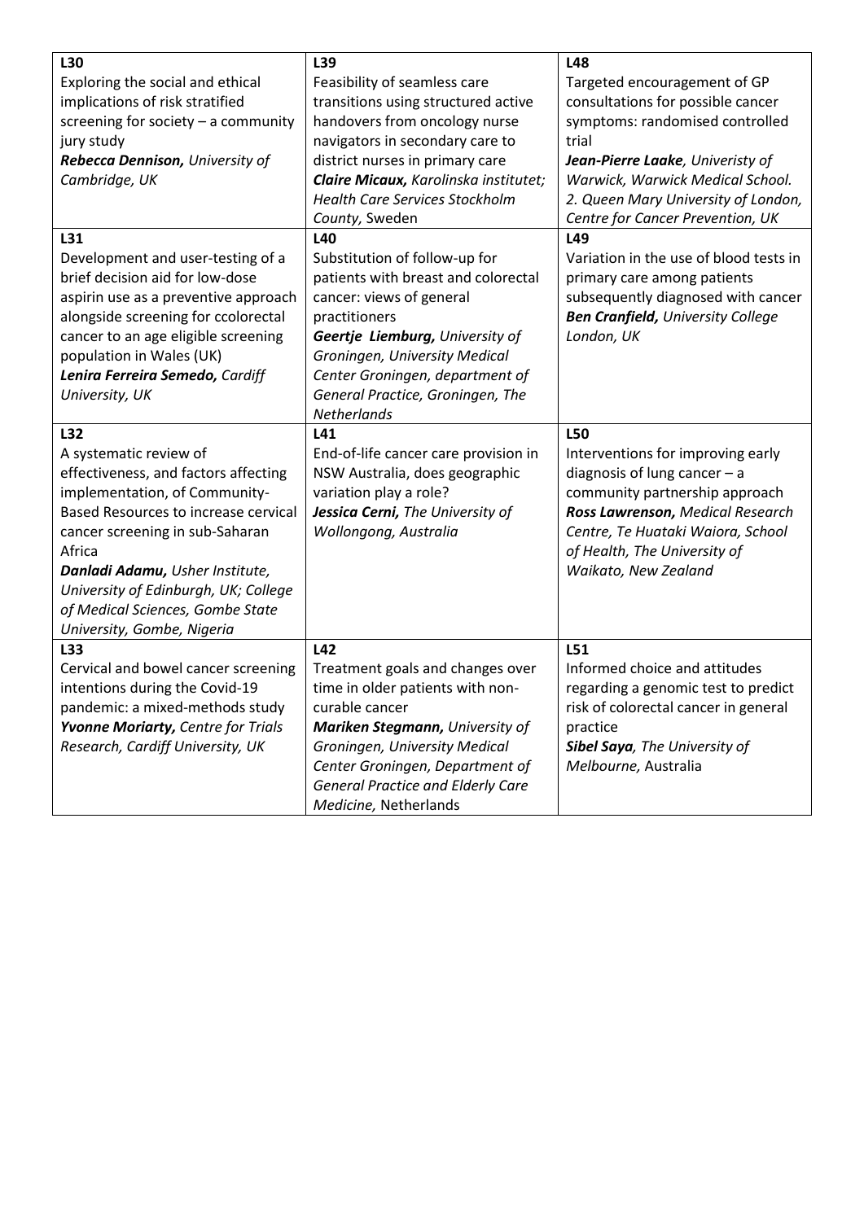| | | |
|---|---|---|
| **L30**<br>Exploring the social and ethical implications of risk stratified screening for society – a community jury study<br>***Rebecca Dennison,*** *University of Cambridge, UK* | **L39**<br>Feasibility of seamless care transitions using structured active handovers from oncology nurse navigators in secondary care to district nurses in primary care<br>***Claire Micaux,*** *Karolinska institutet; Health Care Services Stockholm County,* Sweden | **L48**<br>Targeted encouragement of GP consultations for possible cancer symptoms: randomised controlled trial<br>***Jean-Pierre Laake****, Univeristy of Warwick, Warwick Medical School. 2. Queen Mary University of London, Centre for Cancer Prevention, UK* |
| **L31**<br>Development and user-testing of a brief decision aid for low-dose aspirin use as a preventive approach alongside screening for ccolorectal cancer to an age eligible screening population in Wales (UK)<br>***Lenira Ferreira Semedo,*** *Cardiff University, UK* | **L40**<br>Substitution of follow-up for patients with breast and colorectal cancer: views of general practitioners<br>***Geertje Liemburg,*** *University of Groningen, University Medical Center Groningen, department of General Practice, Groningen, The Netherlands* | **L49**<br>Variation in the use of blood tests in primary care among patients subsequently diagnosed with cancer<br>***Ben Cranfield,*** *University College London, UK* |
| **L32**<br>A systematic review of effectiveness, and factors affecting implementation, of Community-Based Resources to increase cervical cancer screening in sub-Saharan Africa<br>***Danladi Adamu,*** *Usher Institute, University of Edinburgh, UK; College of Medical Sciences, Gombe State University, Gombe, Nigeria* | **L41**<br>End-of-life cancer care provision in NSW Australia, does geographic variation play a role?<br>***Jessica Cerni,*** *The University of Wollongong, Australia* | **L50**<br>Interventions for improving early diagnosis of lung cancer – a community partnership approach<br>***Ross Lawrenson,*** *Medical Research Centre, Te Huataki Waiora, School of Health, The University of Waikato, New Zealand* |
| **L33**<br>Cervical and bowel cancer screening intentions during the Covid-19 pandemic: a mixed-methods study<br>***Yvonne Moriarty,*** *Centre for Trials Research, Cardiff University, UK* | **L42**<br>Treatment goals and changes over time in older patients with non-curable cancer<br>***Mariken Stegmann,*** *University of Groningen, University Medical Center Groningen, Department of General Practice and Elderly Care Medicine,* Netherlands | **L51**<br>Informed choice and attitudes regarding a genomic test to predict risk of colorectal cancer in general practice<br>***Sibel Saya****, The University of Melbourne,* Australia |